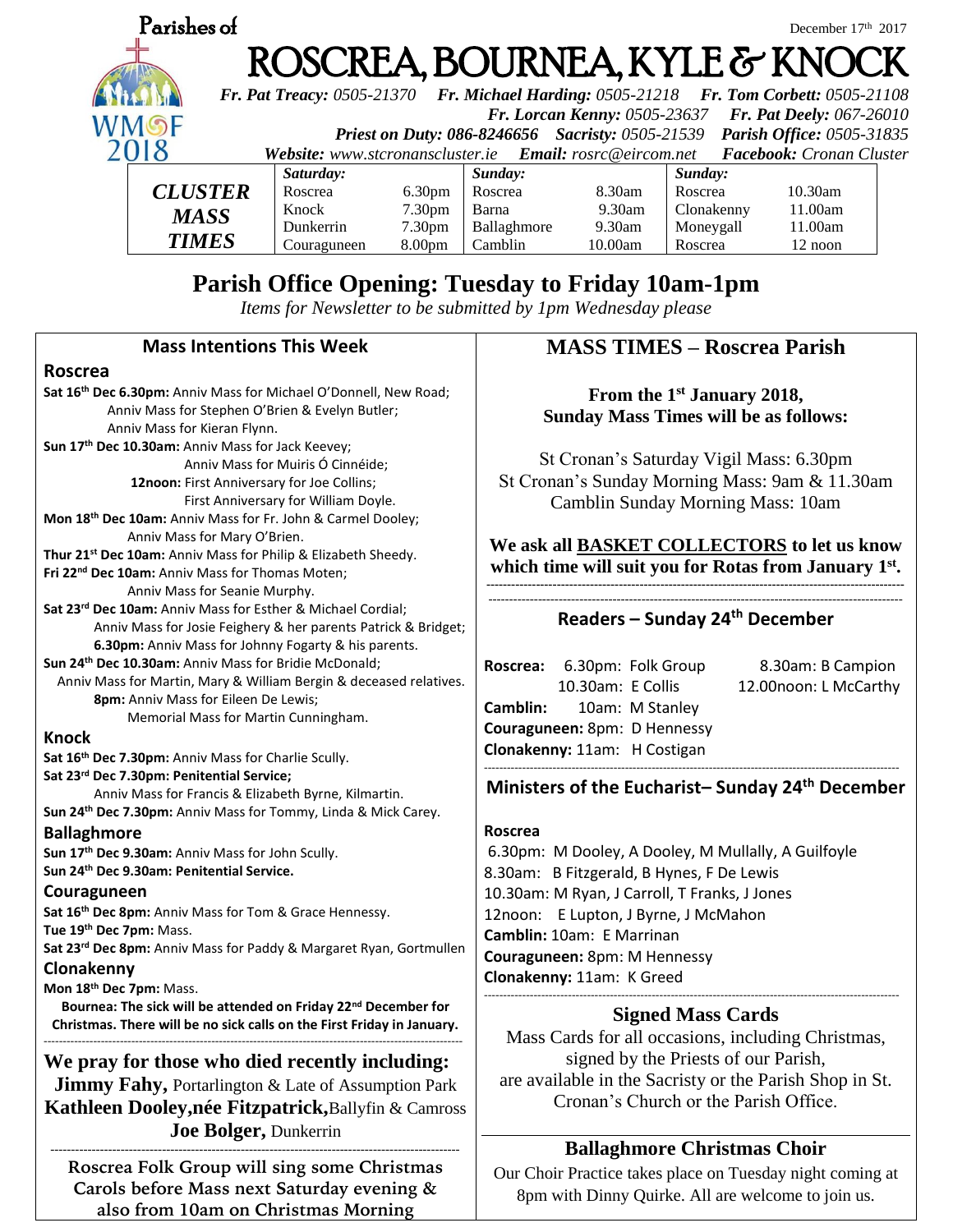Parishes of

December 17th 2017

# ROSCREA, BOURNEA, KYLE & KNOCK

***Fr. Pat Treacy:** 0505-21370* ***Fr. Michael Harding:** 0505-21218* ***Fr. Tom Corbett:** 0505-21108*
***Fr. Lorcan Kenny:** 0505-23637* ***Fr. Pat Deely:** 067-26010*
***Priest on Duty:** 086-8246656* ***Sacristy:** 0505-21539* ***Parish Office:** 0505-31835*
***Website:** www.stcronanscluster.ie* ***Email:** rosrc@eircom.net* ***Facebook:** Cronan Cluster*

WMOF 2018

| ***CLUSTER MASS TIMES*** | ***Saturday:*** | | ***Sunday:*** | | ***Sunday:*** | |
|---|---|---|---|---|---|---|
| | Roscrea | 6.30pm | Roscrea | 8.30am | Roscrea | 10.30am |
| | Knock | 7.30pm | Barna | 9.30am | Clonakenny | 11.00am |
| | Dunkerrin | 7.30pm | Ballaghmore | 9.30am | Moneygall | 11.00am |
| | Couraguneen | 8.00pm | Camblin | 10.00am | Roscrea | 12 noon |

## Parish Office Opening: Tuesday to Friday 10am-1pm

*Items for Newsletter to be submitted by 1pm Wednesday please*

### Mass Intentions This Week

**Roscrea**

**Sat 16th Dec 6.30pm:** Anniv Mass for Michael O'Donnell, New Road;
Anniv Mass for Stephen O'Brien & Evelyn Butler;
Anniv Mass for Kieran Flynn.

**Sun 17th Dec 10.30am:** Anniv Mass for Jack Keevey;
Anniv Mass for Muiris Ó Cinnéide;
**12noon:** First Anniversary for Joe Collins;
First Anniversary for William Doyle.

**Mon 18th Dec 10am:** Anniv Mass for Fr. John & Carmel Dooley;
Anniv Mass for Mary O'Brien.

**Thur 21st Dec 10am:** Anniv Mass for Philip & Elizabeth Sheedy.

**Fri 22nd Dec 10am:** Anniv Mass for Thomas Moten;
Anniv Mass for Seanie Murphy.

**Sat 23rd Dec 10am:** Anniv Mass for Esther & Michael Cordial;
Anniv Mass for Josie Feighery & her parents Patrick & Bridget;
**6.30pm:** Anniv Mass for Johnny Fogarty & his parents.

**Sun 24th Dec 10.30am:** Anniv Mass for Bridie McDonald;
Anniv Mass for Martin, Mary & William Bergin & deceased relatives.
**8pm:** Anniv Mass for Eileen De Lewis;
Memorial Mass for Martin Cunningham.

**Knock**

**Sat 16th Dec 7.30pm:** Anniv Mass for Charlie Scully.

**Sat 23rd Dec 7.30pm: Penitential Service;**
Anniv Mass for Francis & Elizabeth Byrne, Kilmartin.

**Sun 24th Dec 7.30pm:** Anniv Mass for Tommy, Linda & Mick Carey.

**Ballaghmore**

**Sun 17th Dec 9.30am:** Anniv Mass for John Scully.

**Sun 24th Dec 9.30am: Penitential Service.**

**Couraguneen**

**Sat 16th Dec 8pm:** Anniv Mass for Tom & Grace Hennessy.

**Tue 19th Dec 7pm:** Mass.

**Sat 23rd Dec 8pm:** Anniv Mass for Paddy & Margaret Ryan, Gortmullen

**Clonakenny**

**Mon 18th Dec 7pm:** Mass.

**Bournea: The sick will be attended on Friday 22nd December for Christmas. There will be no sick calls on the First Friday in January.**

---

**We pray for those who died recently including:**
**Jimmy Fahy,** Portarlington & Late of Assumption Park
**Kathleen Dooley,née Fitzpatrick,** Ballyfin & Camross
**Joe Bolger,** Dunkerrin

---

**Roscrea Folk Group will sing some Christmas Carols before Mass next Saturday evening & also from 10am on Christmas Morning**

### MASS TIMES – Roscrea Parish

**From the 1st January 2018, Sunday Mass Times will be as follows:**

St Cronan's Saturday Vigil Mass: 6.30pm
St Cronan's Sunday Morning Mass: 9am & 11.30am
Camblin Sunday Morning Mass: 10am

**We ask all BASKET COLLECTORS to let us know which time will suit you for Rotas from January 1st.**

---

### Readers – Sunday 24th December

**Roscrea:** 6.30pm: Folk Group 8.30am: B Campion
10.30am: E Collis 12.00noon: L McCarthy
**Camblin:** 10am: M Stanley
**Couraguneen:** 8pm: D Hennessy
**Clonakenny:** 11am: H Costigan

---

### Ministers of the Eucharist– Sunday 24th December

**Roscrea**
6.30pm: M Dooley, A Dooley, M Mullally, A Guilfoyle
8.30am: B Fitzgerald, B Hynes, F De Lewis
10.30am: M Ryan, J Carroll, T Franks, J Jones
12noon: E Lupton, J Byrne, J McMahon
**Camblin:** 10am: E Marrinan
**Couraguneen:** 8pm: M Hennessy
**Clonakenny:** 11am: K Greed

---

### Signed Mass Cards

Mass Cards for all occasions, including Christmas, signed by the Priests of our Parish, are available in the Sacristy or the Parish Shop in St. Cronan's Church or the Parish Office.

### Ballaghmore Christmas Choir

Our Choir Practice takes place on Tuesday night coming at 8pm with Dinny Quirke. All are welcome to join us.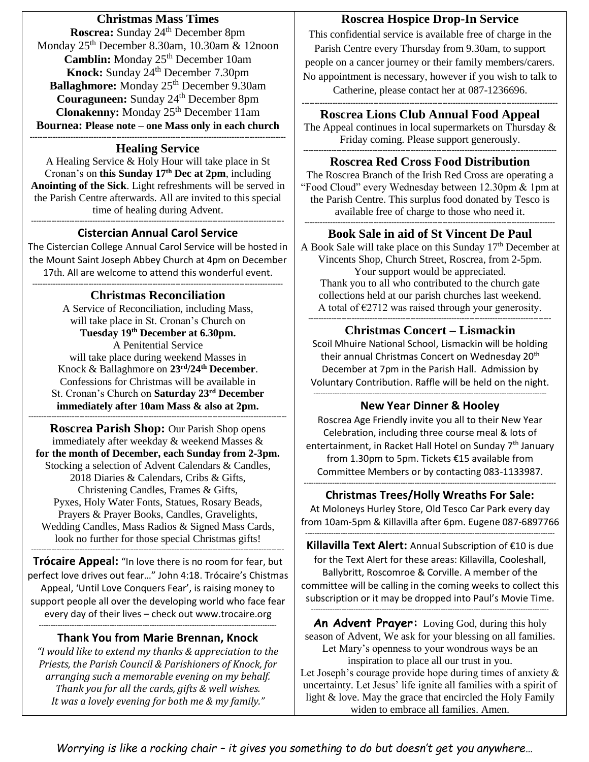## Christmas Mass Times

**Roscrea:** Sunday 24th December 8pm
Monday 25th December 8.30am, 10.30am & 12noon
**Camblin:** Monday 25th December 10am
**Knock:** Sunday 24th December 7.30pm
**Ballaghmore:** Monday 25th December 9.30am
**Couraguneen:** Sunday 24th December 8pm
**Clonakenny:** Monday 25th December 11am
**Bournea: Please note – one Mass only in each church**

## Healing Service

A Healing Service & Holy Hour will take place in St Cronan's on **this Sunday 17th Dec at 2pm**, including **Anointing of the Sick**. Light refreshments will be served in the Parish Centre afterwards. All are invited to this special time of healing during Advent.

## Cistercian Annual Carol Service

The Cistercian College Annual Carol Service will be hosted in the Mount Saint Joseph Abbey Church at 4pm on December 17th. All are welcome to attend this wonderful event.

## Christmas Reconciliation

A Service of Reconciliation, including Mass, will take place in St. Cronan's Church on
**Tuesday 19th December at 6.30pm.**
A Penitential Service will take place during weekend Masses in Knock & Ballaghmore on **23rd/24th December**.
Confessions for Christmas will be available in St. Cronan's Church on **Saturday 23rd December immediately after 10am Mass & also at 2pm.**

**Roscrea Parish Shop:** Our Parish Shop opens immediately after weekday & weekend Masses & **for the month of December, each Sunday from 2-3pm.** Stocking a selection of Advent Calendars & Candles, 2018 Diaries & Calendars, Cribs & Gifts, Christening Candles, Frames & Gifts, Pyxes, Holy Water Fonts, Statues, Rosary Beads, Prayers & Prayer Books, Candles, Gravelights, Wedding Candles, Mass Radios & Signed Mass Cards, look no further for those special Christmas gifts!

**Trócaire Appeal:** "In love there is no room for fear, but perfect love drives out fear…" John 4:18. Trócaire's Christmas Appeal, 'Until Love Conquers Fear', is raising money to support people all over the developing world who face fear every day of their lives – check out www.trocaire.org

## Thank You from Marie Brennan, Knock

*"I would like to extend my thanks & appreciation to the Priests, the Parish Council & Parishioners of Knock, for arranging such a memorable evening on my behalf. Thank you for all the cards, gifts & well wishes. It was a lovely evening for both me & my family."*

## Roscrea Hospice Drop-In Service

This confidential service is available free of charge in the Parish Centre every Thursday from 9.30am, to support people on a cancer journey or their family members/carers. No appointment is necessary, however if you wish to talk to Catherine, please contact her at 087-1236696.

## Roscrea Lions Club Annual Food Appeal

The Appeal continues in local supermarkets on Thursday & Friday coming. Please support generously.

## Roscrea Red Cross Food Distribution

The Roscrea Branch of the Irish Red Cross are operating a "Food Cloud" every Wednesday between 12.30pm & 1pm at the Parish Centre. This surplus food donated by Tesco is available free of charge to those who need it.

## Book Sale in aid of St Vincent De Paul

A Book Sale will take place on this Sunday 17th December at Vincents Shop, Church Street, Roscrea, from 2-5pm. Your support would be appreciated.
Thank you to all who contributed to the church gate collections held at our parish churches last weekend. A total of €2712 was raised through your generosity.

## Christmas Concert – Lismackin

Scoil Mhuire National School, Lismackin will be holding their annual Christmas Concert on Wednesday 20th December at 7pm in the Parish Hall. Admission by Voluntary Contribution. Raffle will be held on the night.

## New Year Dinner & Hooley

Roscrea Age Friendly invite you all to their New Year Celebration, including three course meal & lots of entertainment, in Racket Hall Hotel on Sunday 7th January from 1.30pm to 5pm. Tickets €15 available from Committee Members or by contacting 083-1133987.

## Christmas Trees/Holly Wreaths For Sale:

At Moloneys Hurley Store, Old Tesco Car Park every day from 10am-5pm & Killavilla after 6pm. Eugene 087-6897766

**Killavilla Text Alert:** Annual Subscription of €10 is due for the Text Alert for these areas: Killavilla, Cooleshall, Ballybritt, Roscomroe & Corville. A member of the committee will be calling in the coming weeks to collect this subscription or it may be dropped into Paul's Movie Time.

**An Advent Prayer:** Loving God, during this holy season of Advent, We ask for your blessing on all families. Let Mary's openness to your wondrous ways be an inspiration to place all our trust in you. Let Joseph's courage provide hope during times of anxiety & uncertainty. Let Jesus' life ignite all families with a spirit of light & love. May the grace that encircled the Holy Family widen to embrace all families. Amen.

*Worrying is like a rocking chair – it gives you something to do but doesn't get you anywhere…*